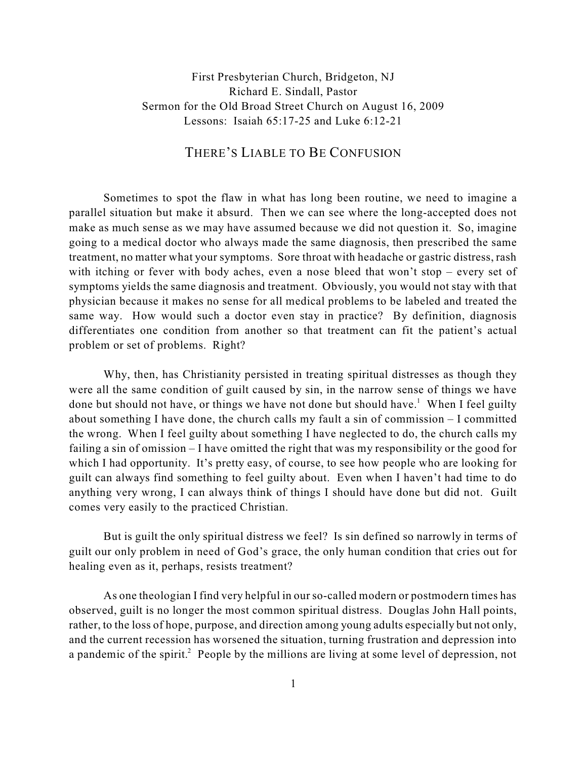First Presbyterian Church, Bridgeton, NJ
Richard E. Sindall, Pastor
Sermon for the Old Broad Street Church on August 16, 2009
Lessons: Isaiah 65:17-25 and Luke 6:12-21

# THERE'S LIABLE TO BE CONFUSION

Sometimes to spot the flaw in what has long been routine, we need to imagine a parallel situation but make it absurd. Then we can see where the long-accepted does not make as much sense as we may have assumed because we did not question it. So, imagine going to a medical doctor who always made the same diagnosis, then prescribed the same treatment, no matter what your symptoms. Sore throat with headache or gastric distress, rash with itching or fever with body aches, even a nose bleed that won't stop – every set of symptoms yields the same diagnosis and treatment. Obviously, you would not stay with that physician because it makes no sense for all medical problems to be labeled and treated the same way. How would such a doctor even stay in practice? By definition, diagnosis differentiates one condition from another so that treatment can fit the patient's actual problem or set of problems. Right?

Why, then, has Christianity persisted in treating spiritual distresses as though they were all the same condition of guilt caused by sin, in the narrow sense of things we have done but should not have, or things we have not done but should have.[1] When I feel guilty about something I have done, the church calls my fault a sin of commission – I committed the wrong. When I feel guilty about something I have neglected to do, the church calls my failing a sin of omission – I have omitted the right that was my responsibility or the good for which I had opportunity. It's pretty easy, of course, to see how people who are looking for guilt can always find something to feel guilty about. Even when I haven't had time to do anything very wrong, I can always think of things I should have done but did not. Guilt comes very easily to the practiced Christian.

But is guilt the only spiritual distress we feel? Is sin defined so narrowly in terms of guilt our only problem in need of God's grace, the only human condition that cries out for healing even as it, perhaps, resists treatment?

As one theologian I find very helpful in our so-called modern or postmodern times has observed, guilt is no longer the most common spiritual distress. Douglas John Hall points, rather, to the loss of hope, purpose, and direction among young adults especially but not only, and the current recession has worsened the situation, turning frustration and depression into a pandemic of the spirit.[2] People by the millions are living at some level of depression, not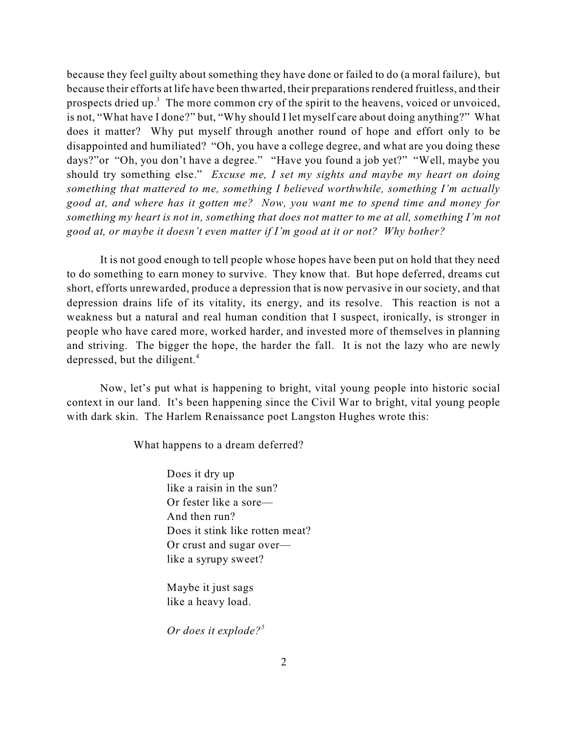because they feel guilty about something they have done or failed to do (a moral failure), but because their efforts at life have been thwarted, their preparations rendered fruitless, and their prospects dried up.[3] The more common cry of the spirit to the heavens, voiced or unvoiced, is not, "What have I done?" but, "Why should I let myself care about doing anything?" What does it matter? Why put myself through another round of hope and effort only to be disappointed and humiliated? "Oh, you have a college degree, and what are you doing these days?"or "Oh, you don't have a degree." "Have you found a job yet?" "Well, maybe you should try something else." *Excuse me, I set my sights and maybe my heart on doing something that mattered to me, something I believed worthwhile, something I'm actually good at, and where has it gotten me? Now, you want me to spend time and money for something my heart is not in, something that does not matter to me at all, something I'm not good at, or maybe it doesn't even matter if I'm good at it or not? Why bother?*

It is not good enough to tell people whose hopes have been put on hold that they need to do something to earn money to survive. They know that. But hope deferred, dreams cut short, efforts unrewarded, produce a depression that is now pervasive in our society, and that depression drains life of its vitality, its energy, and its resolve. This reaction is not a weakness but a natural and real human condition that I suspect, ironically, is stronger in people who have cared more, worked harder, and invested more of themselves in planning and striving. The bigger the hope, the harder the fall. It is not the lazy who are newly depressed, but the diligent.[4]

Now, let's put what is happening to bright, vital young people into historic social context in our land. It's been happening since the Civil War to bright, vital young people with dark skin. The Harlem Renaissance poet Langston Hughes wrote this:

> What happens to a dream deferred?
>
> Does it dry up
> like a raisin in the sun?
> Or fester like a sore—
> And then run?
> Does it stink like rotten meat?
> Or crust and sugar over—
> like a syrupy sweet?
>
> Maybe it just sags
> like a heavy load.
>
> *Or does it explode?*[5]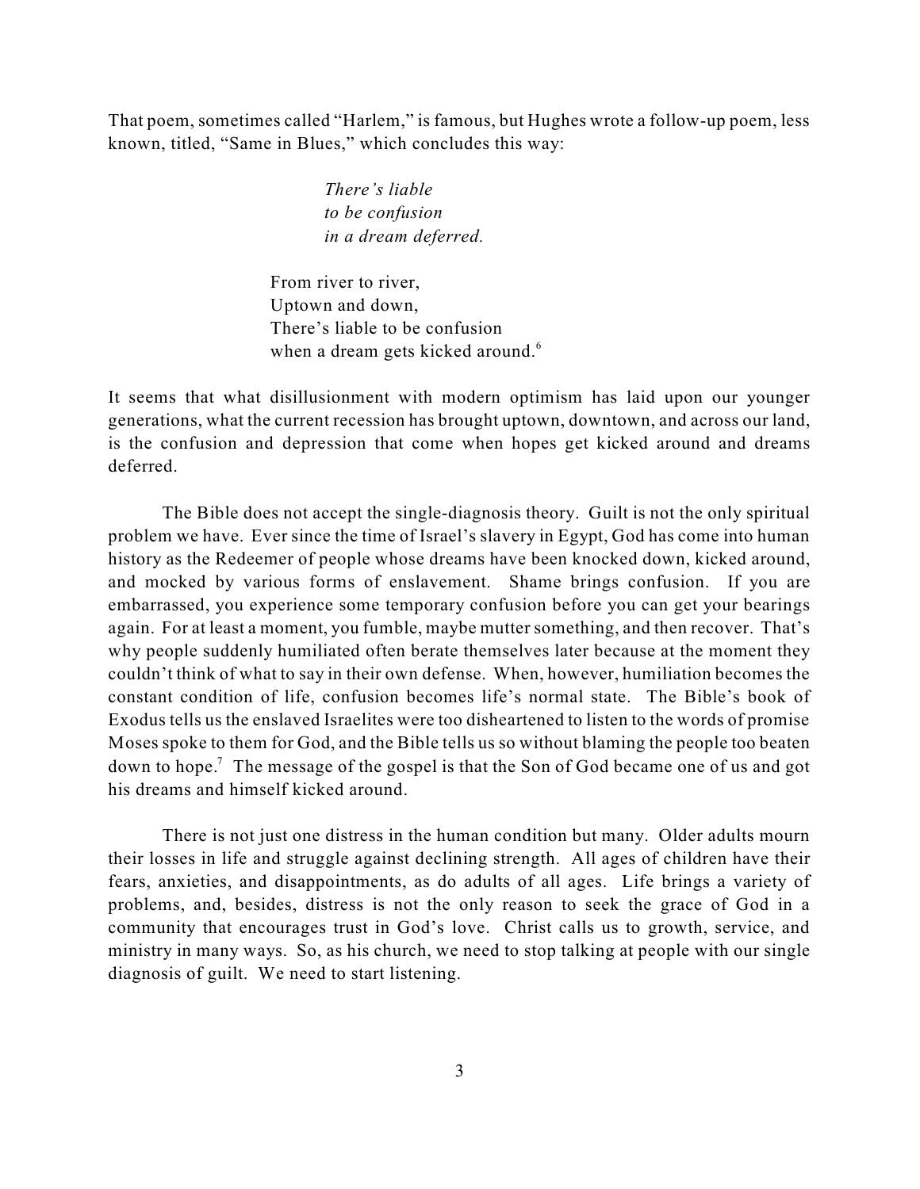That poem, sometimes called "Harlem," is famous, but Hughes wrote a follow-up poem, less known, titled, "Same in Blues," which concludes this way:

> *There's liable*
> *to be confusion*
> *in a dream deferred.*
>
> From river to river,
> Uptown and down,
> There's liable to be confusion
> when a dream gets kicked around.[6]

It seems that what disillusionment with modern optimism has laid upon our younger generations, what the current recession has brought uptown, downtown, and across our land, is the confusion and depression that come when hopes get kicked around and dreams deferred.

The Bible does not accept the single-diagnosis theory. Guilt is not the only spiritual problem we have. Ever since the time of Israel's slavery in Egypt, God has come into human history as the Redeemer of people whose dreams have been knocked down, kicked around, and mocked by various forms of enslavement. Shame brings confusion. If you are embarrassed, you experience some temporary confusion before you can get your bearings again. For at least a moment, you fumble, maybe mutter something, and then recover. That's why people suddenly humiliated often berate themselves later because at the moment they couldn't think of what to say in their own defense. When, however, humiliation becomes the constant condition of life, confusion becomes life's normal state. The Bible's book of Exodus tells us the enslaved Israelites were too disheartened to listen to the words of promise Moses spoke to them for God, and the Bible tells us so without blaming the people too beaten down to hope.[7] The message of the gospel is that the Son of God became one of us and got his dreams and himself kicked around.

There is not just one distress in the human condition but many. Older adults mourn their losses in life and struggle against declining strength. All ages of children have their fears, anxieties, and disappointments, as do adults of all ages. Life brings a variety of problems, and, besides, distress is not the only reason to seek the grace of God in a community that encourages trust in God's love. Christ calls us to growth, service, and ministry in many ways. So, as his church, we need to stop talking at people with our single diagnosis of guilt. We need to start listening.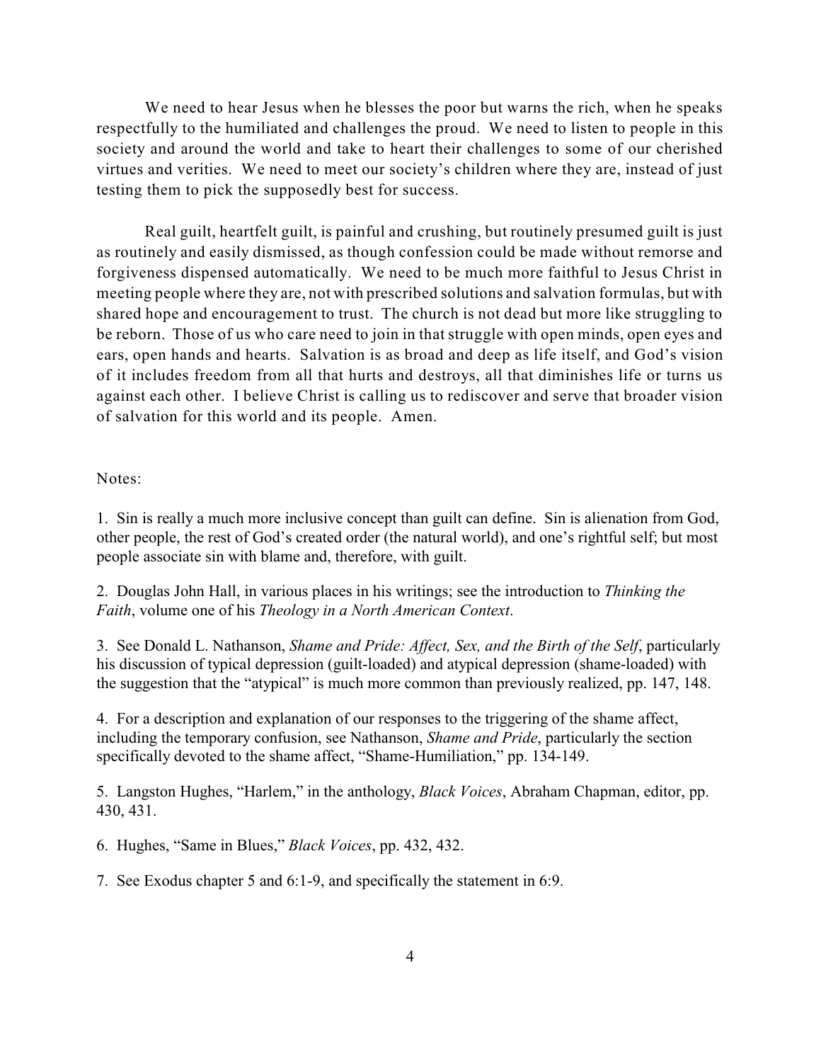We need to hear Jesus when he blesses the poor but warns the rich, when he speaks respectfully to the humiliated and challenges the proud. We need to listen to people in this society and around the world and take to heart their challenges to some of our cherished virtues and verities. We need to meet our society's children where they are, instead of just testing them to pick the supposedly best for success.

Real guilt, heartfelt guilt, is painful and crushing, but routinely presumed guilt is just as routinely and easily dismissed, as though confession could be made without remorse and forgiveness dispensed automatically. We need to be much more faithful to Jesus Christ in meeting people where they are, not with prescribed solutions and salvation formulas, but with shared hope and encouragement to trust. The church is not dead but more like struggling to be reborn. Those of us who care need to join in that struggle with open minds, open eyes and ears, open hands and hearts. Salvation is as broad and deep as life itself, and God's vision of it includes freedom from all that hurts and destroys, all that diminishes life or turns us against each other. I believe Christ is calling us to rediscover and serve that broader vision of salvation for this world and its people. Amen.

Notes:

1. Sin is really a much more inclusive concept than guilt can define. Sin is alienation from God, other people, the rest of God's created order (the natural world), and one's rightful self; but most people associate sin with blame and, therefore, with guilt.

2. Douglas John Hall, in various places in his writings; see the introduction to *Thinking the Faith*, volume one of his *Theology in a North American Context*.

3. See Donald L. Nathanson, *Shame and Pride: Affect, Sex, and the Birth of the Self*, particularly his discussion of typical depression (guilt-loaded) and atypical depression (shame-loaded) with the suggestion that the "atypical" is much more common than previously realized, pp. 147, 148.

4. For a description and explanation of our responses to the triggering of the shame affect, including the temporary confusion, see Nathanson, *Shame and Pride*, particularly the section specifically devoted to the shame affect, "Shame-Humiliation," pp. 134-149.

5. Langston Hughes, "Harlem," in the anthology, *Black Voices*, Abraham Chapman, editor, pp. 430, 431.

6. Hughes, "Same in Blues," *Black Voices*, pp. 432, 432.

7. See Exodus chapter 5 and 6:1-9, and specifically the statement in 6:9.